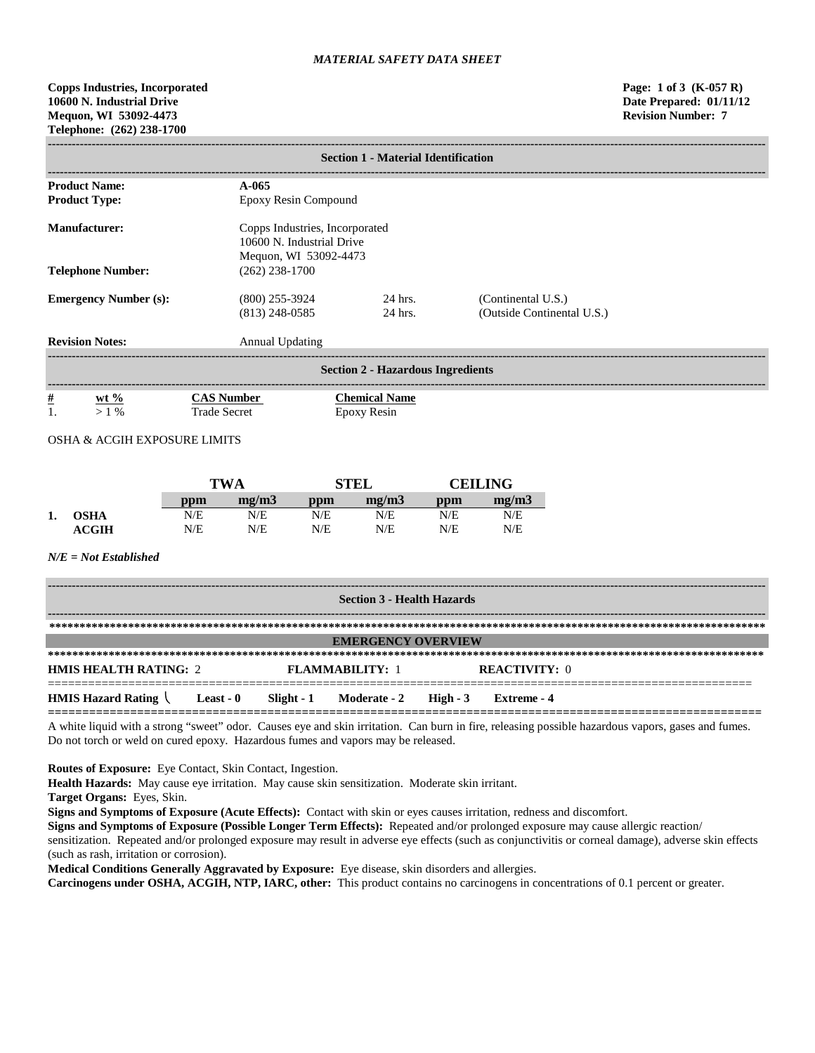*MATERIAL SAFETY DATA SHEET*

**Copps Industries, Incorporated**
**10600 N. Industrial Drive**
**Mequon, WI 53092-4473**
**Telephone: (262) 238-1700**

**Page: 1 of 3 (K-057 R)**
**Date Prepared: 01/11/12**
**Revision Number: 7**

## Section 1 - Material Identification

**Product Name:** A-065

**Product Type:** Epoxy Resin Compound

**Manufacturer:** Copps Industries, Incorporated
10600 N. Industrial Drive
Mequon, WI 53092-4473

**Telephone Number:** (262) 238-1700

**Emergency Number (s):**

| | | |
|---|---|---|
| (800) 255-3924 | 24 hrs. | (Continental U.S.) |
| (813) 248-0585 | 24 hrs. | (Outside Continental U.S.) |

**Revision Notes:** Annual Updating

## Section 2 - Hazardous Ingredients

| # | wt % | CAS Number | Chemical Name |
|---|---|---|---|
| 1. | > 1 % | Trade Secret | Epoxy Resin |

OSHA & ACGIH EXPOSURE LIMITS

| | | TWA | | STEL | | CEILING | |
|---|---|---|---|---|---|---|---|
| | | **ppm** | **mg/m3** | **ppm** | **mg/m3** | **ppm** | **mg/m3** |
| 1. | **OSHA** | N/E | N/E | N/E | N/E | N/E | N/E |
| | **ACGIH** | N/E | N/E | N/E | N/E | N/E | N/E |

***N/E = Not Established***

## Section 3 - Health Hazards

### EMERGENCY OVERVIEW

**HMIS HEALTH RATING:** 2 **FLAMMABILITY:** 1 **REACTIVITY:** 0

**HMIS Hazard Rating** **Least - 0** **Slight - 1** **Moderate - 2** **High - 3** **Extreme - 4**

A white liquid with a strong "sweet" odor. Causes eye and skin irritation. Can burn in fire, releasing possible hazardous vapors, gases and fumes. Do not torch or weld on cured epoxy. Hazardous fumes and vapors may be released.

**Routes of Exposure:** Eye Contact, Skin Contact, Ingestion.

**Health Hazards:** May cause eye irritation. May cause skin sensitization. Moderate skin irritant.

**Target Organs:** Eyes, Skin.

**Signs and Symptoms of Exposure (Acute Effects):** Contact with skin or eyes causes irritation, redness and discomfort.

**Signs and Symptoms of Exposure (Possible Longer Term Effects):** Repeated and/or prolonged exposure may cause allergic reaction/ sensitization. Repeated and/or prolonged exposure may result in adverse eye effects (such as conjunctivitis or corneal damage), adverse skin effects (such as rash, irritation or corrosion).

**Medical Conditions Generally Aggravated by Exposure:** Eye disease, skin disorders and allergies.

**Carcinogens under OSHA, ACGIH, NTP, IARC, other:** This product contains no carcinogens in concentrations of 0.1 percent or greater.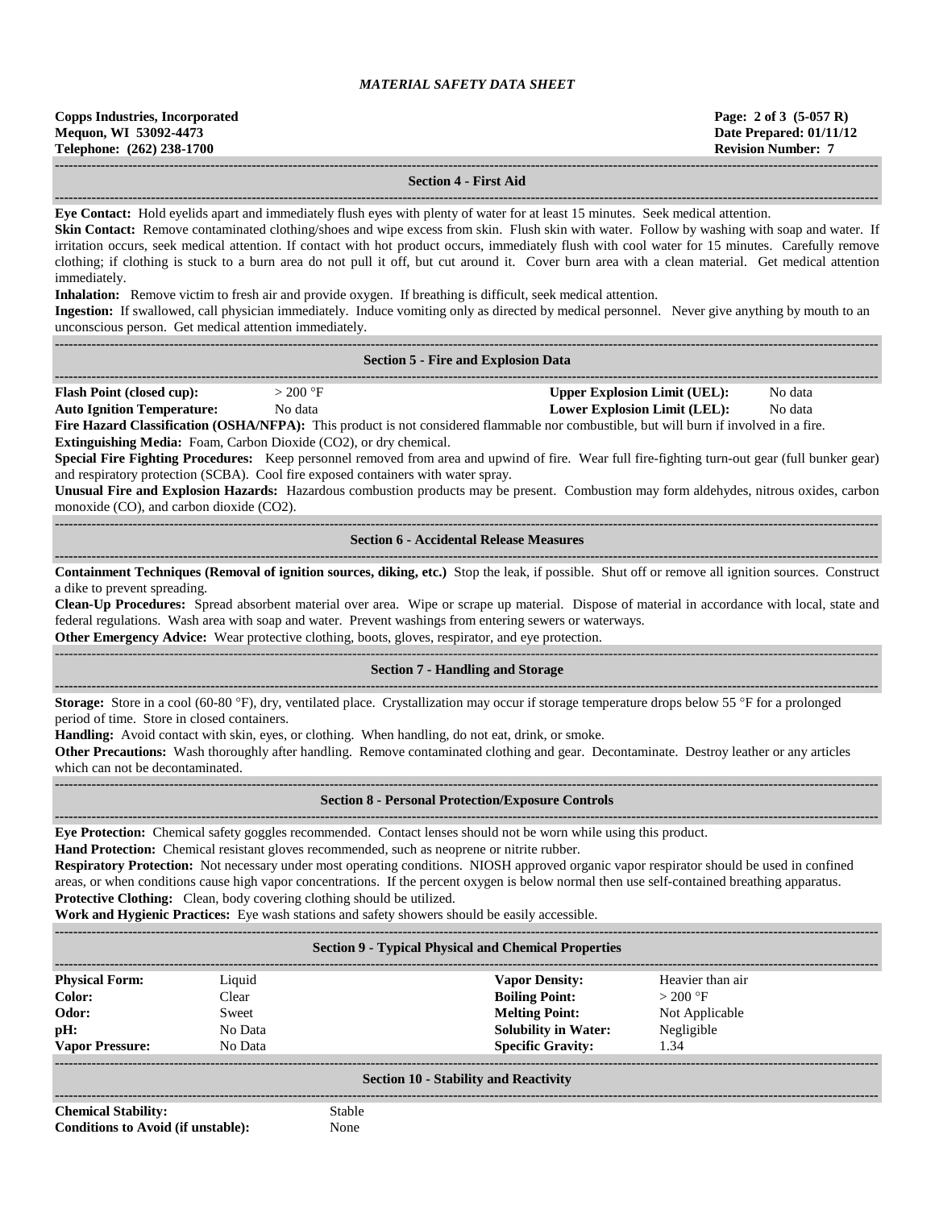## Section 4 - First Aid

**Eye Contact:** Hold eyelids apart and immediately flush eyes with plenty of water for at least 15 minutes. Seek medical attention.

**Skin Contact:** Remove contaminated clothing/shoes and wipe excess from skin. Flush skin with water. Follow by washing with soap and water. If irritation occurs, seek medical attention. If contact with hot product occurs, immediately flush with cool water for 15 minutes. Carefully remove clothing; if clothing is stuck to a burn area do not pull it off, but cut around it. Cover burn area with a clean material. Get medical attention immediately.

**Inhalation:** Remove victim to fresh air and provide oxygen. If breathing is difficult, seek medical attention.

**Ingestion:** If swallowed, call physician immediately. Induce vomiting only as directed by medical personnel. Never give anything by mouth to an unconscious person. Get medical attention immediately.

## Section 5 - Fire and Explosion Data

| | | | |
|---|---|---|---|
| **Flash Point (closed cup):** | > 200 °F | **Upper Explosion Limit (UEL):** | No data |
| **Auto Ignition Temperature:** | No data | **Lower Explosion Limit (LEL):** | No data |

**Fire Hazard Classification (OSHA/NFPA):** This product is not considered flammable nor combustible, but will burn if involved in a fire.

**Extinguishing Media:** Foam, Carbon Dioxide ($CO_2$), or dry chemical.

**Special Fire Fighting Procedures:** Keep personnel removed from area and upwind of fire. Wear full fire-fighting turn-out gear (full bunker gear) and respiratory protection (SCBA). Cool fire exposed containers with water spray.

**Unusual Fire and Explosion Hazards:** Hazardous combustion products may be present. Combustion may form aldehydes, nitrous oxides, carbon monoxide (CO), and carbon dioxide ($CO_2$).

## Section 6 - Accidental Release Measures

**Containment Techniques (Removal of ignition sources, diking, etc.)** Stop the leak, if possible. Shut off or remove all ignition sources. Construct a dike to prevent spreading.

**Clean-Up Procedures:** Spread absorbent material over area. Wipe or scrape up material. Dispose of material in accordance with local, state and federal regulations. Wash area with soap and water. Prevent washings from entering sewers or waterways.

**Other Emergency Advice:** Wear protective clothing, boots, gloves, respirator, and eye protection.

## Section 7 - Handling and Storage

**Storage:** Store in a cool (60-80 °F), dry, ventilated place. Crystallization may occur if storage temperature drops below 55 °F for a prolonged period of time. Store in closed containers.

**Handling:** Avoid contact with skin, eyes, or clothing. When handling, do not eat, drink, or smoke.

**Other Precautions:** Wash thoroughly after handling. Remove contaminated clothing and gear. Decontaminate. Destroy leather or any articles which can not be decontaminated.

## Section 8 - Personal Protection/Exposure Controls

**Eye Protection:** Chemical safety goggles recommended. Contact lenses should not be worn while using this product.

**Hand Protection:** Chemical resistant gloves recommended, such as neoprene or nitrite rubber.

**Respiratory Protection:** Not necessary under most operating conditions. NIOSH approved organic vapor respirator should be used in confined areas, or when conditions cause high vapor concentrations. If the percent oxygen is below normal then use self-contained breathing apparatus.

**Protective Clothing:** Clean, body covering clothing should be utilized.

**Work and Hygienic Practices:** Eye wash stations and safety showers should be easily accessible.

## Section 9 - Typical Physical and Chemical Properties

| | | | |
|---|---|---|---|
| **Physical Form:** | Liquid | **Vapor Density:** | Heavier than air |
| **Color:** | Clear | **Boiling Point:** | > 200 °F |
| **Odor:** | Sweet | **Melting Point:** | Not Applicable |
| **pH:** | No Data | **Solubility in Water:** | Negligible |
| **Vapor Pressure:** | No Data | **Specific Gravity:** | 1.34 |

## Section 10 - Stability and Reactivity

| | |
|---|---|
| **Chemical Stability:** | Stable |
| **Conditions to Avoid (if unstable):** | None |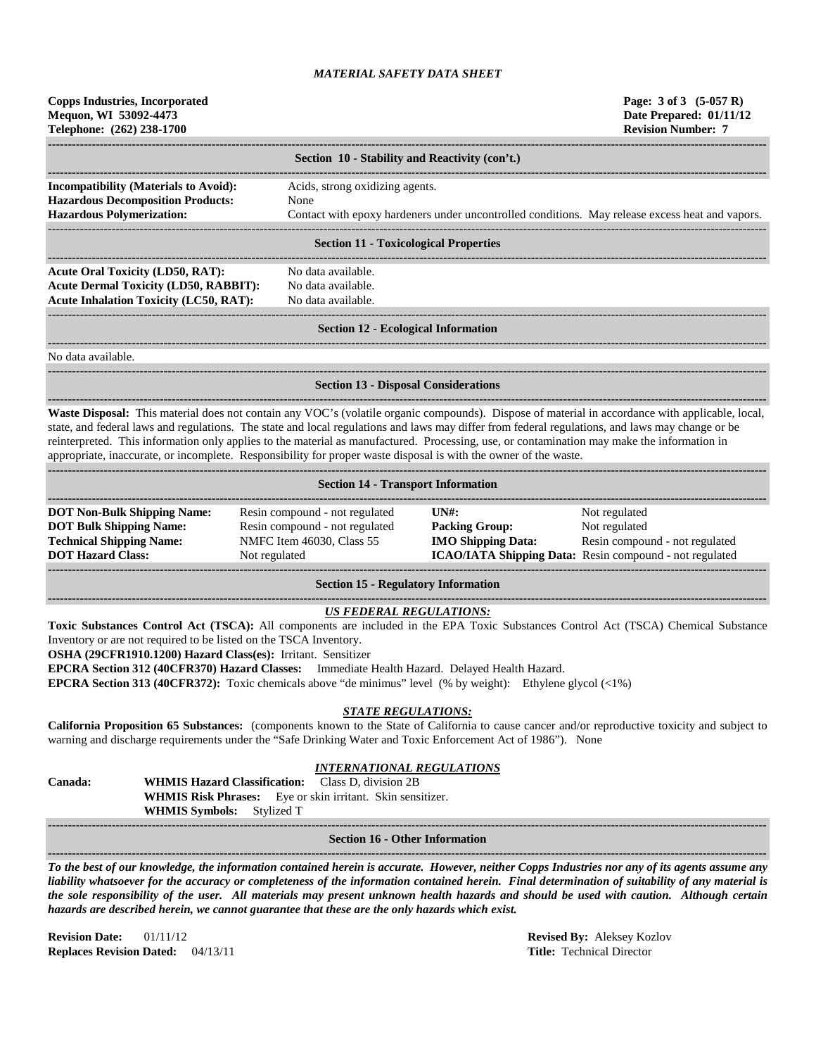**Copps Industries, Incorporated**
**Mequon, WI 53092-4473**
**Telephone: (262) 238-1700**

**Page: 3 of 3 (5-057 R)**
**Date Prepared: 01/11/12**
**Revision Number: 7**

## Section 10 - Stability and Reactivity (con't.)

**Incompatibility (Materials to Avoid):** Acids, strong oxidizing agents.
**Hazardous Decomposition Products:** None
**Hazardous Polymerization:** Contact with epoxy hardeners under uncontrolled conditions. May release excess heat and vapors.

## Section 11 - Toxicological Properties

**Acute Oral Toxicity (LD50, RAT):** No data available.
**Acute Dermal Toxicity (LD50, RABBIT):** No data available.
**Acute Inhalation Toxicity (LC50, RAT):** No data available.

## Section 12 - Ecological Information

No data available.

## Section 13 - Disposal Considerations

**Waste Disposal:** This material does not contain any VOC's (volatile organic compounds). Dispose of material in accordance with applicable, local, state, and federal laws and regulations. The state and local regulations and laws may differ from federal regulations, and laws may change or be reinterpreted. This information only applies to the material as manufactured. Processing, use, or contamination may make the information in appropriate, inaccurate, or incomplete. Responsibility for proper waste disposal is with the owner of the waste.

## Section 14 - Transport Information

| | | | |
|---|---|---|---|
| **DOT Non-Bulk Shipping Name:** | Resin compound - not regulated | **UN#:** | Not regulated |
| **DOT Bulk Shipping Name:** | Resin compound - not regulated | **Packing Group:** | Not regulated |
| **Technical Shipping Name:** | NMFC Item 46030, Class 55 | **IMO Shipping Data:** | Resin compound - not regulated |
| **DOT Hazard Class:** | Not regulated | **ICAO/IATA Shipping Data:** | Resin compound - not regulated |

## Section 15 - Regulatory Information

***US FEDERAL REGULATIONS:***

**Toxic Substances Control Act (TSCA):** All components are included in the EPA Toxic Substances Control Act (TSCA) Chemical Substance Inventory or are not required to be listed on the TSCA Inventory.
**OSHA (29CFR1910.1200) Hazard Class(es):** Irritant. Sensitizer
**EPCRA Section 312 (40CFR370) Hazard Classes:** Immediate Health Hazard. Delayed Health Hazard.
**EPCRA Section 313 (40CFR372):** Toxic chemicals above "de minimus" level (% by weight): Ethylene glycol (<1%)

***STATE REGULATIONS:***

**California Proposition 65 Substances:** (components known to the State of California to cause cancer and/or reproductive toxicity and subject to warning and discharge requirements under the "Safe Drinking Water and Toxic Enforcement Act of 1986"). None

***INTERNATIONAL REGULATIONS***

**Canada:**
**WHMIS Hazard Classification:** Class D, division 2B
**WHMIS Risk Phrases:** Eye or skin irritant. Skin sensitizer.
**WHMIS Symbols:** Stylized T

## Section 16 - Other Information

***To the best of our knowledge, the information contained herein is accurate. However, neither Copps Industries nor any of its agents assume any liability whatsoever for the accuracy or completeness of the information contained herein. Final determination of suitability of any material is the sole responsibility of the user. All materials may present unknown health hazards and should be used with caution. Although certain hazards are described herein, we cannot guarantee that these are the only hazards which exist.***

**Revision Date:** 01/11/12
**Replaces Revision Dated:** 04/13/11

**Revised By:** Aleksey Kozlov
**Title:** Technical Director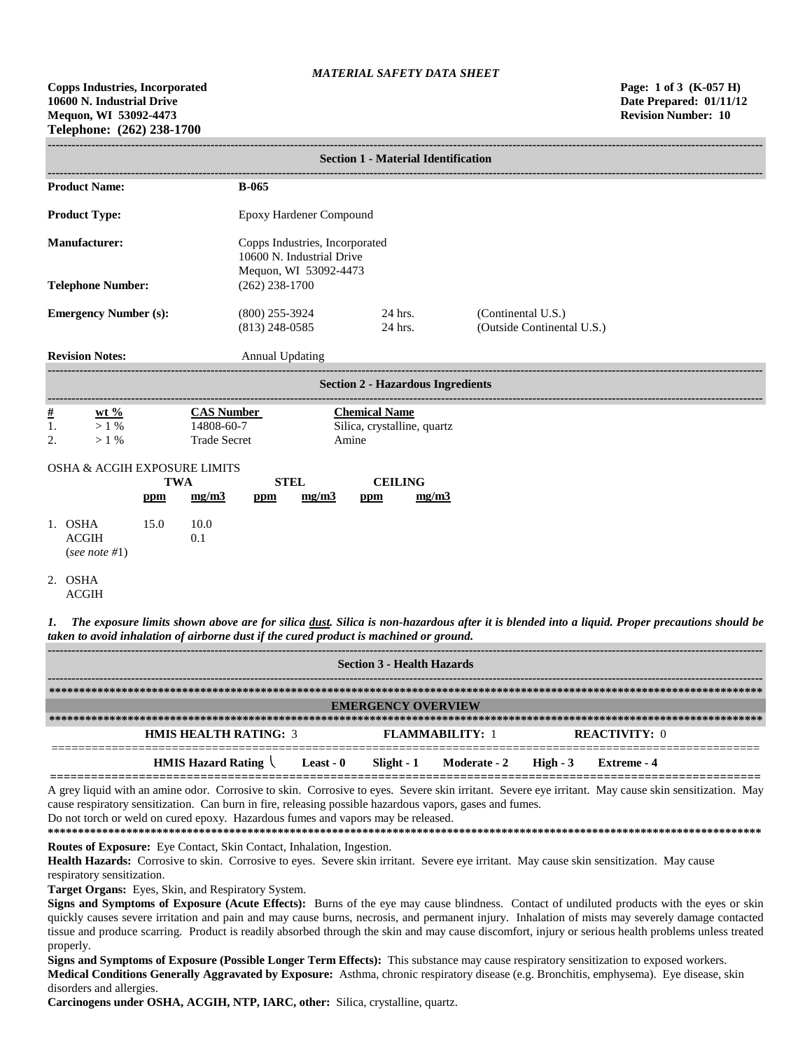*MATERIAL SAFETY DATA SHEET*

**Copps Industries, Incorporated**
**10600 N. Industrial Drive**
**Mequon, WI 53092-4473**
**Telephone: (262) 238-1700**

**Page: 1 of 3 (K-057 H)**
**Date Prepared: 01/11/12**
**Revision Number: 10**

## Section 1 - Material Identification

**Product Name:** **B-065**

**Product Type:** Epoxy Hardener Compound

**Manufacturer:** Copps Industries, Incorporated
10600 N. Industrial Drive
Mequon, WI 53092-4473

**Telephone Number:** (262) 238-1700

**Emergency Number (s):**

| | | |
|---|---|---|
| (800) 255-3924 | 24 hrs. | (Continental U.S.) |
| (813) 248-0585 | 24 hrs. | (Outside Continental U.S.) |

**Revision Notes:** Annual Updating

## Section 2 - Hazardous Ingredients

| # | wt % | CAS Number | Chemical Name |
|---|---|---|---|
| 1. | > 1 % | 14808-60-7 | Silica, crystalline, quartz |
| 2. | > 1 % | Trade Secret | Amine |

OSHA & ACGIH EXPOSURE LIMITS

| | TWA | | STEL | | CEILING | |
|---|---|---|---|---|---|---|
| | ppm | mg/m3 | ppm | mg/m3 | ppm | mg/m3 |
| 1. OSHA | 15.0 | 10.0 | | | | |
| ACGIH (*see note #1*) | | 0.1 | | | | |
| 2. OSHA | | | | | | |
| ACGIH | | | | | | |

***1. The exposure limits shown above are for silica dust. Silica is non-hazardous after it is blended into a liquid. Proper precautions should be taken to avoid inhalation of airborne dust if the cured product is machined or ground.***

## Section 3 - Health Hazards

### EMERGENCY OVERVIEW

**HMIS HEALTH RATING:** 3 **FLAMMABILITY:** 1 **REACTIVITY:** 0

**HMIS Hazard Rating** **Least - 0** **Slight - 1** **Moderate - 2** **High - 3** **Extreme - 4**

A grey liquid with an amine odor. Corrosive to skin. Corrosive to eyes. Severe skin irritant. Severe eye irritant. May cause skin sensitization. May cause respiratory sensitization. Can burn in fire, releasing possible hazardous vapors, gases and fumes.
Do not torch or weld on cured epoxy. Hazardous fumes and vapors may be released.

**Routes of Exposure:** Eye Contact, Skin Contact, Inhalation, Ingestion.

**Health Hazards:** Corrosive to skin. Corrosive to eyes. Severe skin irritant. Severe eye irritant. May cause skin sensitization. May cause respiratory sensitization.

**Target Organs:** Eyes, Skin, and Respiratory System.

**Signs and Symptoms of Exposure (Acute Effects):** Burns of the eye may cause blindness. Contact of undiluted products with the eyes or skin quickly causes severe irritation and pain and may cause burns, necrosis, and permanent injury. Inhalation of mists may severely damage contacted tissue and produce scarring. Product is readily absorbed through the skin and may cause discomfort, injury or serious health problems unless treated properly.

**Signs and Symptoms of Exposure (Possible Longer Term Effects):** This substance may cause respiratory sensitization to exposed workers.

**Medical Conditions Generally Aggravated by Exposure:** Asthma, chronic respiratory disease (e.g. Bronchitis, emphysema). Eye disease, skin disorders and allergies.

**Carcinogens under OSHA, ACGIH, NTP, IARC, other:** Silica, crystalline, quartz.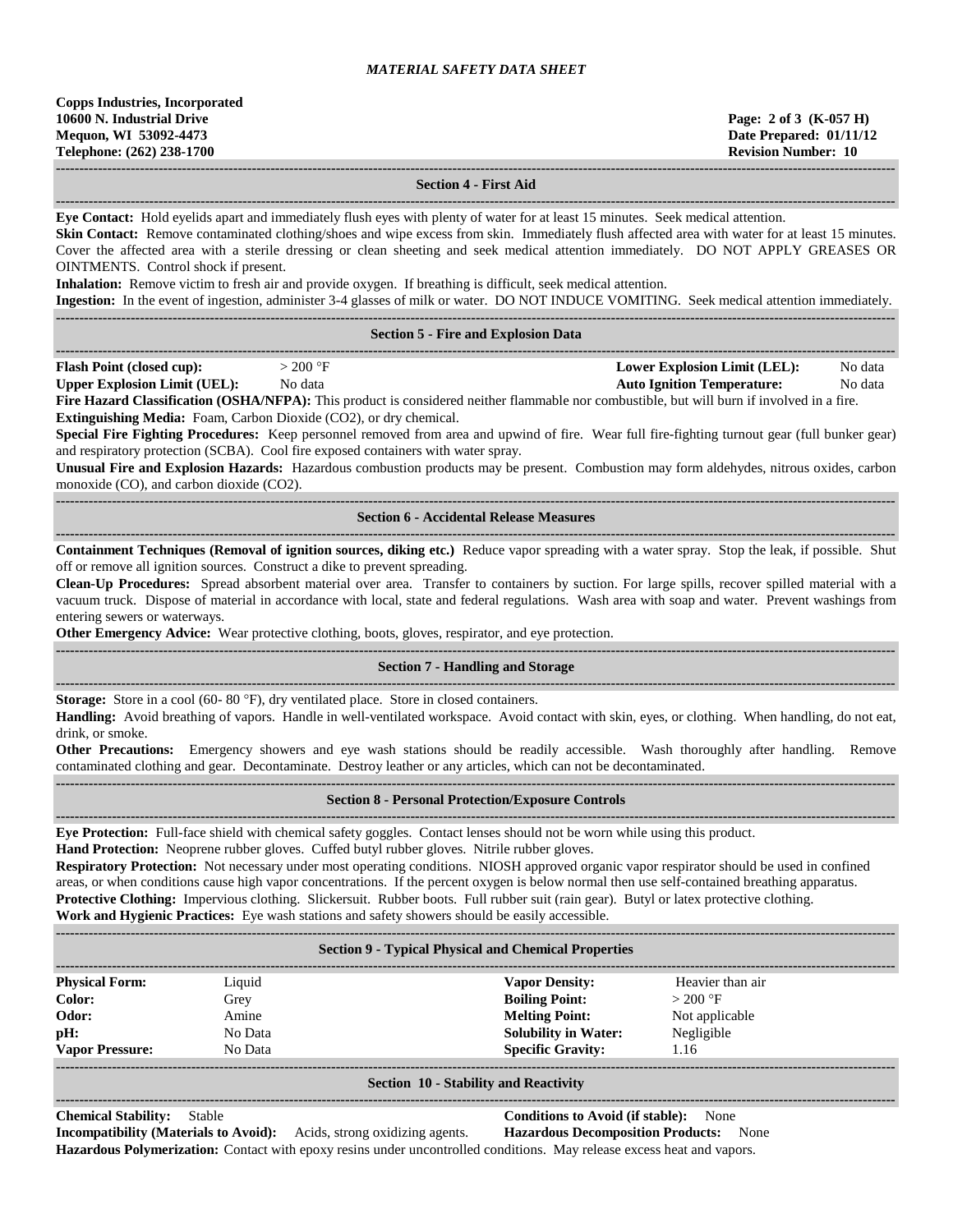## Section 4 - First Aid

**Eye Contact:** Hold eyelids apart and immediately flush eyes with plenty of water for at least 15 minutes. Seek medical attention.

**Skin Contact:** Remove contaminated clothing/shoes and wipe excess from skin. Immediately flush affected area with water for at least 15 minutes. Cover the affected area with a sterile dressing or clean sheeting and seek medical attention immediately. DO NOT APPLY GREASES OR OINTMENTS. Control shock if present.

**Inhalation:** Remove victim to fresh air and provide oxygen. If breathing is difficult, seek medical attention.

**Ingestion:** In the event of ingestion, administer 3-4 glasses of milk or water. DO NOT INDUCE VOMITING. Seek medical attention immediately.

## Section 5 - Fire and Explosion Data

| | | | |
|---|---|---|---|
| **Flash Point (closed cup):** | > 200 °F | **Lower Explosion Limit (LEL):** | No data |
| **Upper Explosion Limit (UEL):** | No data | **Auto Ignition Temperature:** | No data |

**Fire Hazard Classification (OSHA/NFPA):** This product is considered neither flammable nor combustible, but will burn if involved in a fire.

**Extinguishing Media:** Foam, Carbon Dioxide ($CO_2$), or dry chemical.

**Special Fire Fighting Procedures:** Keep personnel removed from area and upwind of fire. Wear full fire-fighting turnout gear (full bunker gear) and respiratory protection (SCBA). Cool fire exposed containers with water spray.

**Unusual Fire and Explosion Hazards:** Hazardous combustion products may be present. Combustion may form aldehydes, nitrous oxides, carbon monoxide (CO), and carbon dioxide ($CO_2$).

## Section 6 - Accidental Release Measures

**Containment Techniques (Removal of ignition sources, diking etc.)** Reduce vapor spreading with a water spray. Stop the leak, if possible. Shut off or remove all ignition sources. Construct a dike to prevent spreading.

**Clean-Up Procedures:** Spread absorbent material over area. Transfer to containers by suction. For large spills, recover spilled material with a vacuum truck. Dispose of material in accordance with local, state and federal regulations. Wash area with soap and water. Prevent washings from entering sewers or waterways.

**Other Emergency Advice:** Wear protective clothing, boots, gloves, respirator, and eye protection.

## Section 7 - Handling and Storage

**Storage:** Store in a cool (60- 80 °F), dry ventilated place. Store in closed containers.

**Handling:** Avoid breathing of vapors. Handle in well-ventilated workspace. Avoid contact with skin, eyes, or clothing. When handling, do not eat, drink, or smoke.

**Other Precautions:** Emergency showers and eye wash stations should be readily accessible. Wash thoroughly after handling. Remove contaminated clothing and gear. Decontaminate. Destroy leather or any articles, which can not be decontaminated.

## Section 8 - Personal Protection/Exposure Controls

**Eye Protection:** Full-face shield with chemical safety goggles. Contact lenses should not be worn while using this product.

**Hand Protection:** Neoprene rubber gloves. Cuffed butyl rubber gloves. Nitrile rubber gloves.

**Respiratory Protection:** Not necessary under most operating conditions. NIOSH approved organic vapor respirator should be used in confined areas, or when conditions cause high vapor concentrations. If the percent oxygen is below normal then use self-contained breathing apparatus.

**Protective Clothing:** Impervious clothing. Slickersuit. Rubber boots. Full rubber suit (rain gear). Butyl or latex protective clothing.

**Work and Hygienic Practices:** Eye wash stations and safety showers should be easily accessible.

## Section 9 - Typical Physical and Chemical Properties

| | | | |
|---|---|---|---|
| **Physical Form:** | Liquid | **Vapor Density:** | Heavier than air |
| **Color:** | Grey | **Boiling Point:** | > 200 °F |
| **Odor:** | Amine | **Melting Point:** | Not applicable |
| **pH:** | No Data | **Solubility in Water:** | Negligible |
| **Vapor Pressure:** | No Data | **Specific Gravity:** | 1.16 |

## Section 10 - Stability and Reactivity

**Chemical Stability:** Stable

**Conditions to Avoid (if stable):** None

**Incompatibility (Materials to Avoid):** Acids, strong oxidizing agents.

**Hazardous Decomposition Products:** None

**Hazardous Polymerization:** Contact with epoxy resins under uncontrolled conditions. May release excess heat and vapors.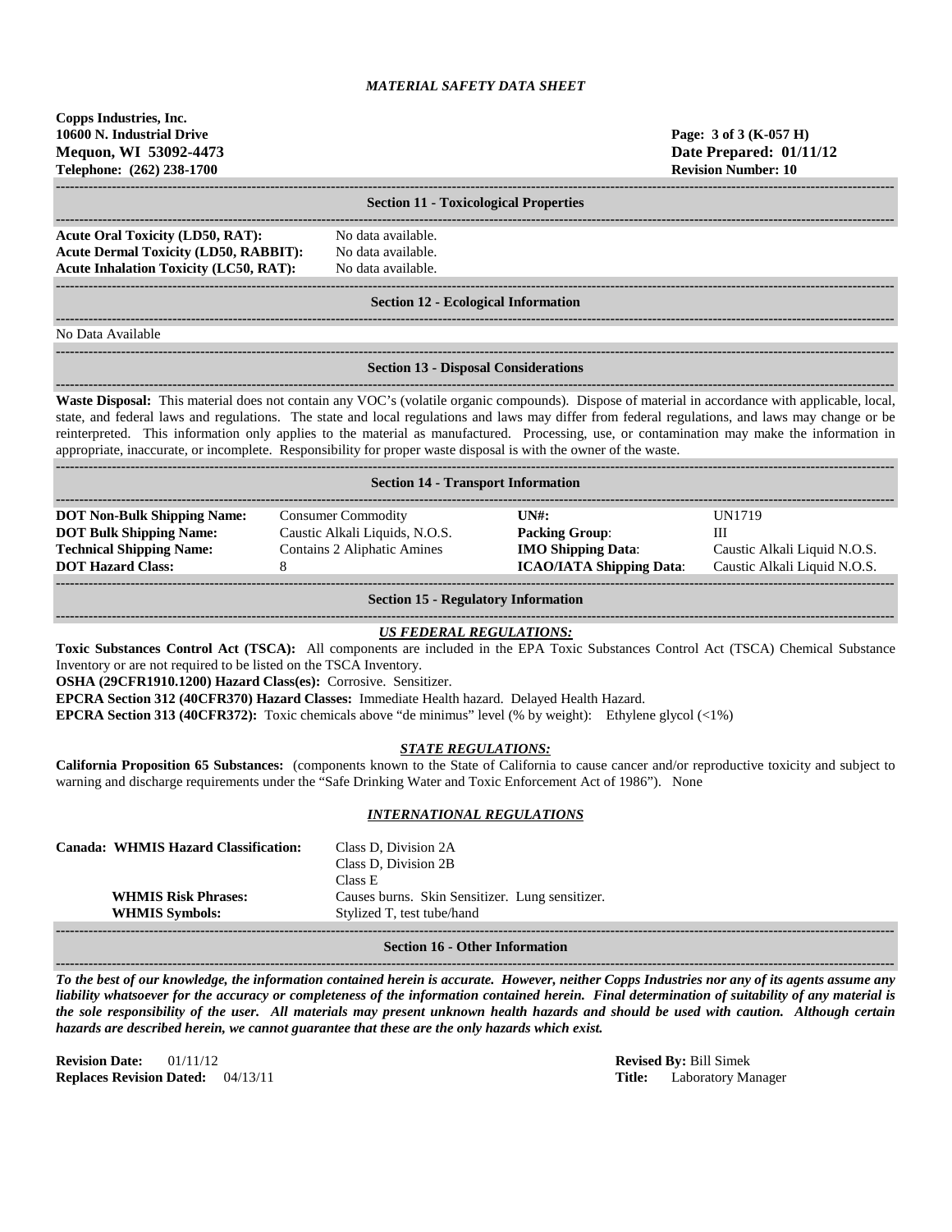*MATERIAL SAFETY DATA SHEET*

**Copps Industries, Inc.**
**10600 N. Industrial Drive**
**Mequon, WI 53092-4473**
**Telephone: (262) 238-1700**

**Page: 3 of 3 (K-057 H)**
**Date Prepared: 01/11/12**
**Revision Number: 10**

## Section 11 - Toxicological Properties

| | |
|---|---|
| **Acute Oral Toxicity (LD50, RAT):** | No data available. |
| **Acute Dermal Toxicity (LD50, RABBIT):** | No data available. |
| **Acute Inhalation Toxicity (LC50, RAT):** | No data available. |

## Section 12 - Ecological Information

No Data Available

## Section 13 - Disposal Considerations

**Waste Disposal:** This material does not contain any VOC's (volatile organic compounds). Dispose of material in accordance with applicable, local, state, and federal laws and regulations. The state and local regulations and laws may differ from federal regulations, and laws may change or be reinterpreted. This information only applies to the material as manufactured. Processing, use, or contamination may make the information in appropriate, inaccurate, or incomplete. Responsibility for proper waste disposal is with the owner of the waste.

## Section 14 - Transport Information

| | | | |
|---|---|---|---|
| **DOT Non-Bulk Shipping Name:** | Consumer Commodity | **UN#:** | UN1719 |
| **DOT Bulk Shipping Name:** | Caustic Alkali Liquids, N.O.S. | **Packing Group**: | III |
| **Technical Shipping Name:** | Contains 2 Aliphatic Amines | **IMO Shipping Data**: | Caustic Alkali Liquid N.O.S. |
| **DOT Hazard Class:** | 8 | **ICAO/IATA Shipping Data**: | Caustic Alkali Liquid N.O.S. |

## Section 15 - Regulatory Information

***US FEDERAL REGULATIONS:***

**Toxic Substances Control Act (TSCA):** All components are included in the EPA Toxic Substances Control Act (TSCA) Chemical Substance Inventory or are not required to be listed on the TSCA Inventory.

**OSHA (29CFR1910.1200) Hazard Class(es):** Corrosive. Sensitizer.

**EPCRA Section 312 (40CFR370) Hazard Classes:** Immediate Health hazard. Delayed Health Hazard.

**EPCRA Section 313 (40CFR372):** Toxic chemicals above "de minimus" level (% by weight): Ethylene glycol (<1%)

***STATE REGULATIONS:***

**California Proposition 65 Substances:** (components known to the State of California to cause cancer and/or reproductive toxicity and subject to warning and discharge requirements under the "Safe Drinking Water and Toxic Enforcement Act of 1986"). None

***INTERNATIONAL REGULATIONS***

| | |
|---|---|
| **Canada: WHMIS Hazard Classification:** | Class D, Division 2A<br>Class D, Division 2B<br>Class E |
| **WHMIS Risk Phrases:** | Causes burns. Skin Sensitizer. Lung sensitizer. |
| **WHMIS Symbols:** | Stylized T, test tube/hand |

## Section 16 - Other Information

***To the best of our knowledge, the information contained herein is accurate. However, neither Copps Industries nor any of its agents assume any liability whatsoever for the accuracy or completeness of the information contained herein. Final determination of suitability of any material is the sole responsibility of the user. All materials may present unknown health hazards and should be used with caution. Although certain hazards are described herein, we cannot guarantee that these are the only hazards which exist.***

**Revision Date:** 01/11/12
**Replaces Revision Dated:** 04/13/11

**Revised By:** Bill Simek
**Title:** Laboratory Manager